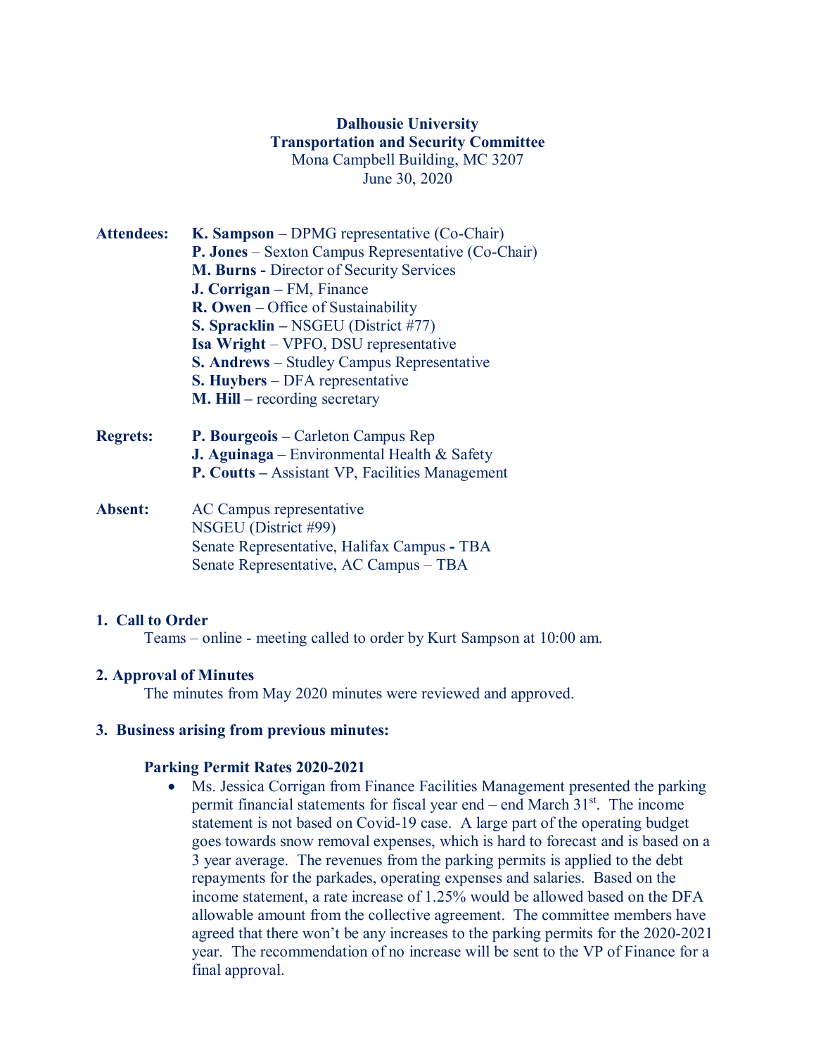# Dalhousie University
## Transportation and Security Committee

Mona Campbell Building, MC 3207
June 30, 2020

**Attendees:**
- **K. Sampson** – DPMG representative (Co-Chair)
- **P. Jones** – Sexton Campus Representative (Co-Chair)
- **M. Burns -** Director of Security Services
- **J. Corrigan –** FM, Finance
- **R. Owen** – Office of Sustainability
- **S. Spracklin –** NSGEU (District #77)
- **Isa Wright** – VPFO, DSU representative
- **S. Andrews** – Studley Campus Representative
- **S. Huybers** – DFA representative
- **M. Hill –** recording secretary

**Regrets:**
- **P. Bourgeois –** Carleton Campus Rep
- **J. Aguinaga** – Environmental Health & Safety
- **P. Coutts –** Assistant VP, Facilities Management

**Absent:**
- AC Campus representative
- NSGEU (District #99)
- Senate Representative, Halifax Campus - TBA
- Senate Representative, AC Campus – TBA

### 1. Call to Order

Teams – online - meeting called to order by Kurt Sampson at 10:00 am.

### 2. Approval of Minutes

The minutes from May 2020 minutes were reviewed and approved.

### 3. Business arising from previous minutes:

#### Parking Permit Rates 2020-2021

- Ms. Jessica Corrigan from Finance Facilities Management presented the parking permit financial statements for fiscal year end – end March 31st. The income statement is not based on Covid-19 case. A large part of the operating budget goes towards snow removal expenses, which is hard to forecast and is based on a 3 year average. The revenues from the parking permits is applied to the debt repayments for the parkades, operating expenses and salaries. Based on the income statement, a rate increase of 1.25% would be allowed based on the DFA allowable amount from the collective agreement. The committee members have agreed that there won't be any increases to the parking permits for the 2020-2021 year. The recommendation of no increase will be sent to the VP of Finance for a final approval.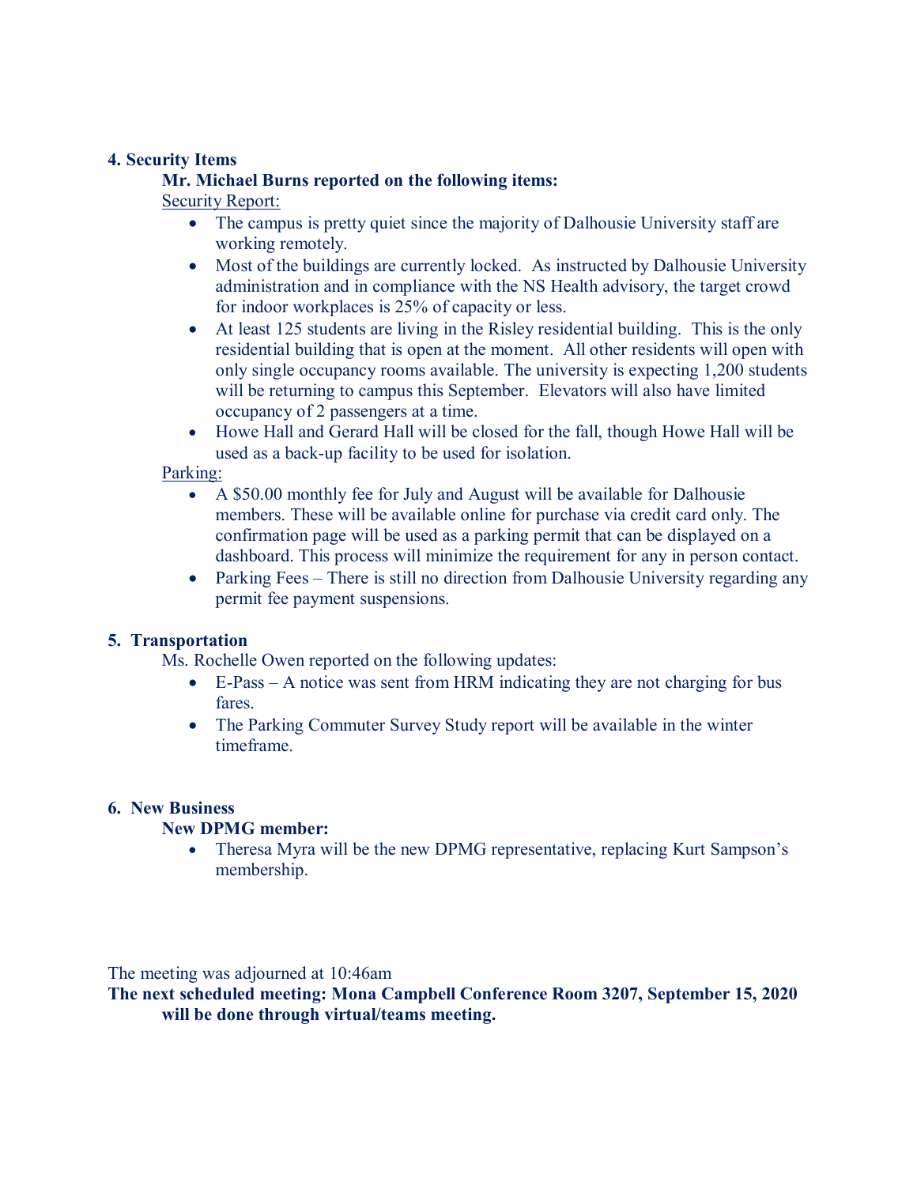## 4. Security Items

**Mr. Michael Burns reported on the following items:**

Security Report:

- The campus is pretty quiet since the majority of Dalhousie University staff are working remotely.
- Most of the buildings are currently locked. As instructed by Dalhousie University administration and in compliance with the NS Health advisory, the target crowd for indoor workplaces is 25% of capacity or less.
- At least 125 students are living in the Risley residential building. This is the only residential building that is open at the moment. All other residents will open with only single occupancy rooms available. The university is expecting 1,200 students will be returning to campus this September. Elevators will also have limited occupancy of 2 passengers at a time.
- Howe Hall and Gerard Hall will be closed for the fall, though Howe Hall will be used as a back-up facility to be used for isolation.

Parking:

- A $50.00 monthly fee for July and August will be available for Dalhousie members. These will be available online for purchase via credit card only. The confirmation page will be used as a parking permit that can be displayed on a dashboard. This process will minimize the requirement for any in person contact.
- Parking Fees – There is still no direction from Dalhousie University regarding any permit fee payment suspensions.

## 5. Transportation

Ms. Rochelle Owen reported on the following updates:

- E-Pass – A notice was sent from HRM indicating they are not charging for bus fares.
- The Parking Commuter Survey Study report will be available in the winter timeframe.

## 6. New Business

**New DPMG member:**

- Theresa Myra will be the new DPMG representative, replacing Kurt Sampson's membership.

The meeting was adjourned at 10:46am

**The next scheduled meeting: Mona Campbell Conference Room 3207, September 15, 2020 will be done through virtual/teams meeting.**